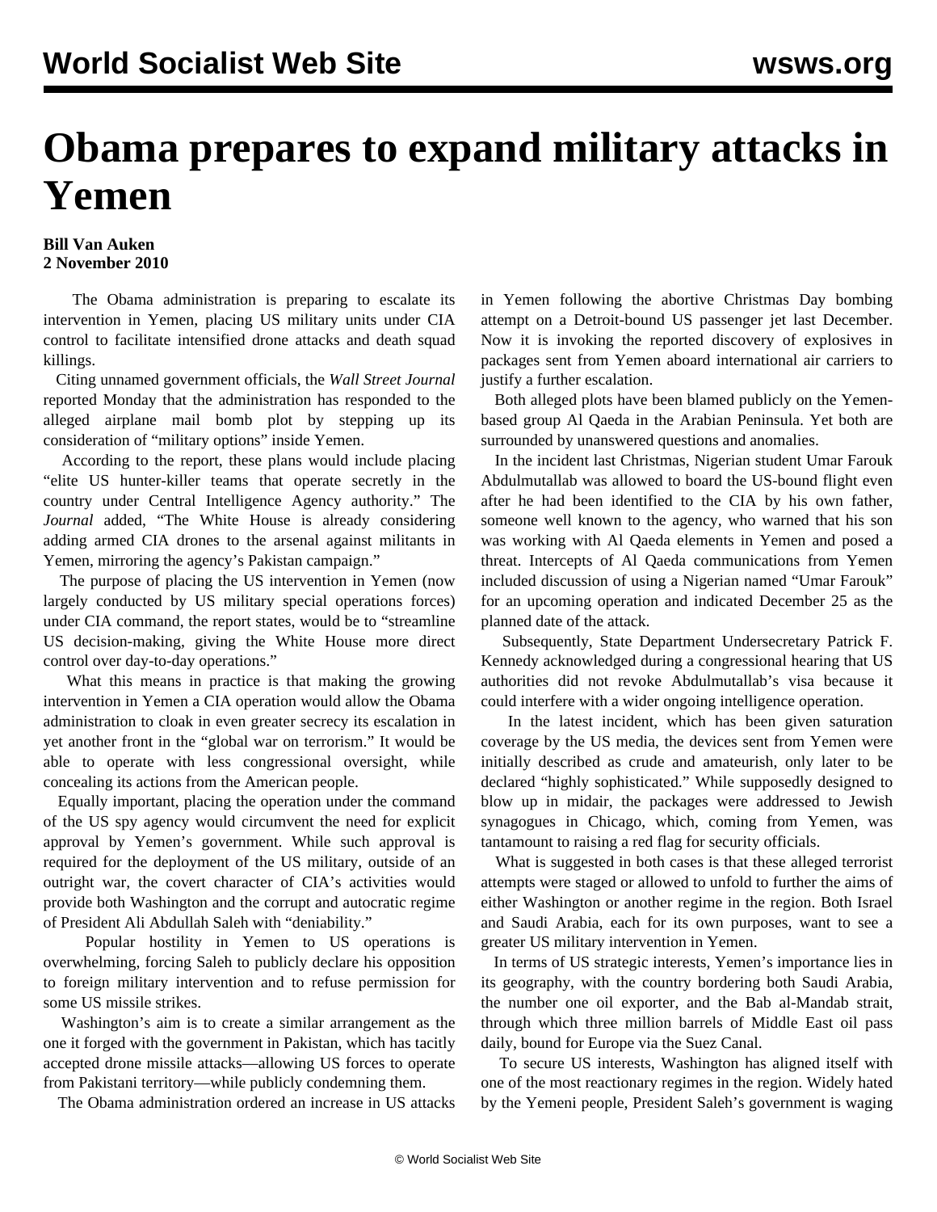# Obama prepares to expand military attacks in Yemen

**Bill Van Auken**
**2 November 2010**

The Obama administration is preparing to escalate its intervention in Yemen, placing US military units under CIA control to facilitate intensified drone attacks and death squad killings.

Citing unnamed government officials, the *Wall Street Journal* reported Monday that the administration has responded to the alleged airplane mail bomb plot by stepping up its consideration of "military options" inside Yemen.

According to the report, these plans would include placing "elite US hunter-killer teams that operate secretly in the country under Central Intelligence Agency authority." The *Journal* added, "The White House is already considering adding armed CIA drones to the arsenal against militants in Yemen, mirroring the agency's Pakistan campaign."

The purpose of placing the US intervention in Yemen (now largely conducted by US military special operations forces) under CIA command, the report states, would be to "streamline US decision-making, giving the White House more direct control over day-to-day operations."

What this means in practice is that making the growing intervention in Yemen a CIA operation would allow the Obama administration to cloak in even greater secrecy its escalation in yet another front in the "global war on terrorism." It would be able to operate with less congressional oversight, while concealing its actions from the American people.

Equally important, placing the operation under the command of the US spy agency would circumvent the need for explicit approval by Yemen's government. While such approval is required for the deployment of the US military, outside of an outright war, the covert character of CIA's activities would provide both Washington and the corrupt and autocratic regime of President Ali Abdullah Saleh with "deniability."

Popular hostility in Yemen to US operations is overwhelming, forcing Saleh to publicly declare his opposition to foreign military intervention and to refuse permission for some US missile strikes.

Washington's aim is to create a similar arrangement as the one it forged with the government in Pakistan, which has tacitly accepted drone missile attacks—allowing US forces to operate from Pakistani territory—while publicly condemning them.

The Obama administration ordered an increase in US attacks in Yemen following the abortive Christmas Day bombing attempt on a Detroit-bound US passenger jet last December. Now it is invoking the reported discovery of explosives in packages sent from Yemen aboard international air carriers to justify a further escalation.

Both alleged plots have been blamed publicly on the Yemen-based group Al Qaeda in the Arabian Peninsula. Yet both are surrounded by unanswered questions and anomalies.

In the incident last Christmas, Nigerian student Umar Farouk Abdulmutallab was allowed to board the US-bound flight even after he had been identified to the CIA by his own father, someone well known to the agency, who warned that his son was working with Al Qaeda elements in Yemen and posed a threat. Intercepts of Al Qaeda communications from Yemen included discussion of using a Nigerian named "Umar Farouk" for an upcoming operation and indicated December 25 as the planned date of the attack.

Subsequently, State Department Undersecretary Patrick F. Kennedy acknowledged during a congressional hearing that US authorities did not revoke Abdulmutallab's visa because it could interfere with a wider ongoing intelligence operation.

In the latest incident, which has been given saturation coverage by the US media, the devices sent from Yemen were initially described as crude and amateurish, only later to be declared "highly sophisticated." While supposedly designed to blow up in midair, the packages were addressed to Jewish synagogues in Chicago, which, coming from Yemen, was tantamount to raising a red flag for security officials.

What is suggested in both cases is that these alleged terrorist attempts were staged or allowed to unfold to further the aims of either Washington or another regime in the region. Both Israel and Saudi Arabia, each for its own purposes, want to see a greater US military intervention in Yemen.

In terms of US strategic interests, Yemen's importance lies in its geography, with the country bordering both Saudi Arabia, the number one oil exporter, and the Bab al-Mandab strait, through which three million barrels of Middle East oil pass daily, bound for Europe via the Suez Canal.

To secure US interests, Washington has aligned itself with one of the most reactionary regimes in the region. Widely hated by the Yemeni people, President Saleh's government is waging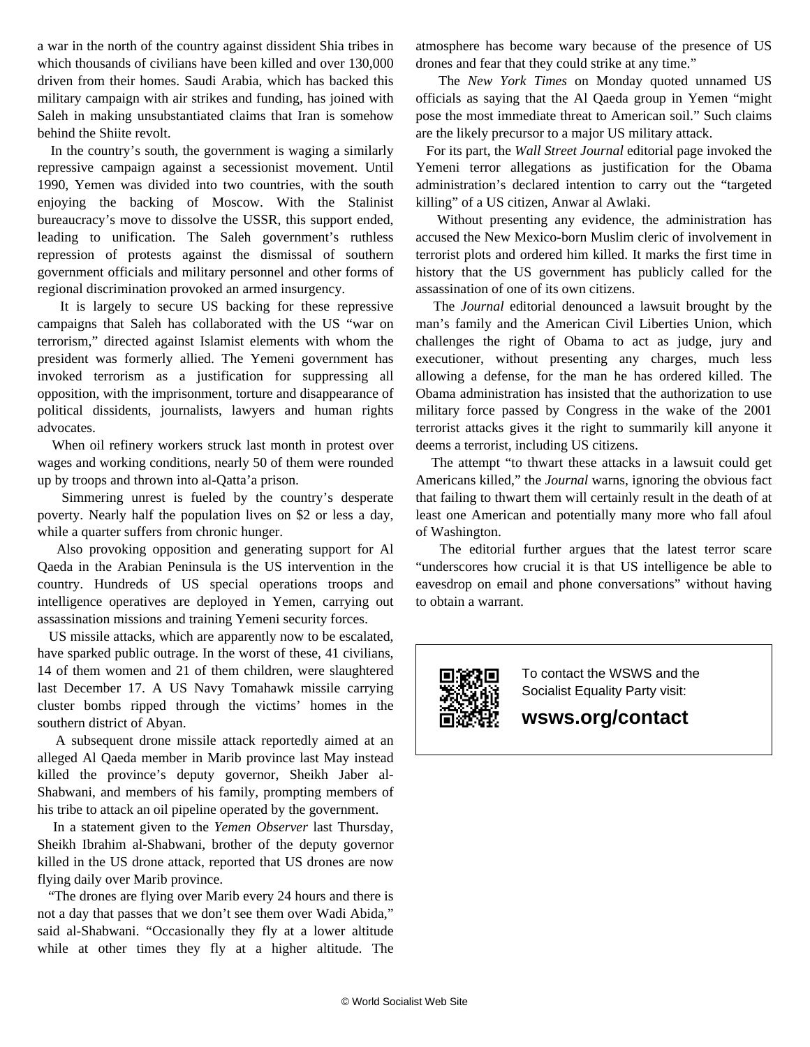a war in the north of the country against dissident Shia tribes in which thousands of civilians have been killed and over 130,000 driven from their homes. Saudi Arabia, which has backed this military campaign with air strikes and funding, has joined with Saleh in making unsubstantiated claims that Iran is somehow behind the Shiite revolt.

In the country's south, the government is waging a similarly repressive campaign against a secessionist movement. Until 1990, Yemen was divided into two countries, with the south enjoying the backing of Moscow. With the Stalinist bureaucracy's move to dissolve the USSR, this support ended, leading to unification. The Saleh government's ruthless repression of protests against the dismissal of southern government officials and military personnel and other forms of regional discrimination provoked an armed insurgency.

It is largely to secure US backing for these repressive campaigns that Saleh has collaborated with the US "war on terrorism," directed against Islamist elements with whom the president was formerly allied. The Yemeni government has invoked terrorism as a justification for suppressing all opposition, with the imprisonment, torture and disappearance of political dissidents, journalists, lawyers and human rights advocates.

When oil refinery workers struck last month in protest over wages and working conditions, nearly 50 of them were rounded up by troops and thrown into al-Qatta'a prison.

Simmering unrest is fueled by the country's desperate poverty. Nearly half the population lives on $2 or less a day, while a quarter suffers from chronic hunger.

Also provoking opposition and generating support for Al Qaeda in the Arabian Peninsula is the US intervention in the country. Hundreds of US special operations troops and intelligence operatives are deployed in Yemen, carrying out assassination missions and training Yemeni security forces.

US missile attacks, which are apparently now to be escalated, have sparked public outrage. In the worst of these, 41 civilians, 14 of them women and 21 of them children, were slaughtered last December 17. A US Navy Tomahawk missile carrying cluster bombs ripped through the victims' homes in the southern district of Abyan.

A subsequent drone missile attack reportedly aimed at an alleged Al Qaeda member in Marib province last May instead killed the province's deputy governor, Sheikh Jaber al-Shabwani, and members of his family, prompting members of his tribe to attack an oil pipeline operated by the government.

In a statement given to the *Yemen Observer* last Thursday, Sheikh Ibrahim al-Shabwani, brother of the deputy governor killed in the US drone attack, reported that US drones are now flying daily over Marib province.

"The drones are flying over Marib every 24 hours and there is not a day that passes that we don't see them over Wadi Abida," said al-Shabwani. "Occasionally they fly at a lower altitude while at other times they fly at a higher altitude. The atmosphere has become wary because of the presence of US drones and fear that they could strike at any time."

The *New York Times* on Monday quoted unnamed US officials as saying that the Al Qaeda group in Yemen "might pose the most immediate threat to American soil." Such claims are the likely precursor to a major US military attack.

For its part, the *Wall Street Journal* editorial page invoked the Yemeni terror allegations as justification for the Obama administration's declared intention to carry out the "targeted killing" of a US citizen, Anwar al Awlaki.

Without presenting any evidence, the administration has accused the New Mexico-born Muslim cleric of involvement in terrorist plots and ordered him killed. It marks the first time in history that the US government has publicly called for the assassination of one of its own citizens.

The *Journal* editorial denounced a lawsuit brought by the man's family and the American Civil Liberties Union, which challenges the right of Obama to act as judge, jury and executioner, without presenting any charges, much less allowing a defense, for the man he has ordered killed. The Obama administration has insisted that the authorization to use military force passed by Congress in the wake of the 2001 terrorist attacks gives it the right to summarily kill anyone it deems a terrorist, including US citizens.

The attempt "to thwart these attacks in a lawsuit could get Americans killed," the *Journal* warns, ignoring the obvious fact that failing to thwart them will certainly result in the death of at least one American and potentially many more who fall afoul of Washington.

The editorial further argues that the latest terror scare "underscores how crucial it is that US intelligence be able to eavesdrop on email and phone conversations" without having to obtain a warrant.

To contact the WSWS and the Socialist Equality Party visit:

**wsws.org/contact**